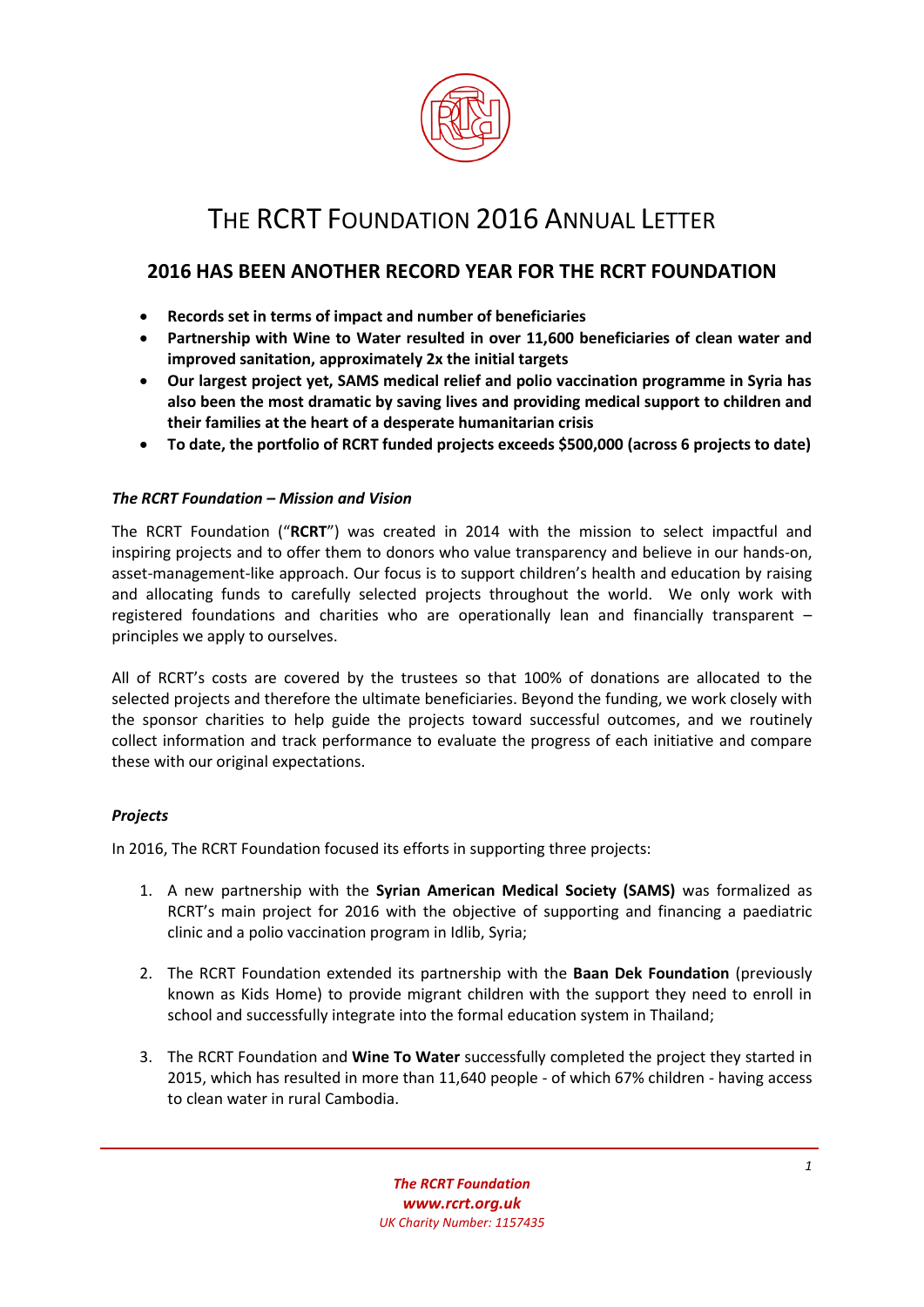# THE RCRT FOUNDATION 2016 ANNUAL LETTER

## 2016 HAS BEEN ANOTHER RECORD YEAR FOR THE RCRT FOUNDATION

- **Records set in terms of impact and number of beneficiaries**
- **Partnership with Wine to Water resulted in over 11,600 beneficiaries of clean water and improved sanitation, approximately 2x the initial targets**
- **Our largest project yet, SAMS medical relief and polio vaccination programme in Syria has also been the most dramatic by saving lives and providing medical support to children and their families at the heart of a desperate humanitarian crisis**
- **To date, the portfolio of RCRT funded projects exceeds $500,000 (across 6 projects to date)**

### *The RCRT Foundation – Mission and Vision*

The RCRT Foundation ("**RCRT**") was created in 2014 with the mission to select impactful and inspiring projects and to offer them to donors who value transparency and believe in our hands-on, asset-management-like approach. Our focus is to support children's health and education by raising and allocating funds to carefully selected projects throughout the world. We only work with registered foundations and charities who are operationally lean and financially transparent – principles we apply to ourselves.

All of RCRT's costs are covered by the trustees so that 100% of donations are allocated to the selected projects and therefore the ultimate beneficiaries. Beyond the funding, we work closely with the sponsor charities to help guide the projects toward successful outcomes, and we routinely collect information and track performance to evaluate the progress of each initiative and compare these with our original expectations.

### *Projects*

In 2016, The RCRT Foundation focused its efforts in supporting three projects:

1. A new partnership with the **Syrian American Medical Society (SAMS)** was formalized as RCRT's main project for 2016 with the objective of supporting and financing a paediatric clinic and a polio vaccination program in Idlib, Syria;
2. The RCRT Foundation extended its partnership with the **Baan Dek Foundation** (previously known as Kids Home) to provide migrant children with the support they need to enroll in school and successfully integrate into the formal education system in Thailand;
3. The RCRT Foundation and **Wine To Water** successfully completed the project they started in 2015, which has resulted in more than 11,640 people - of which 67% children - having access to clean water in rural Cambodia.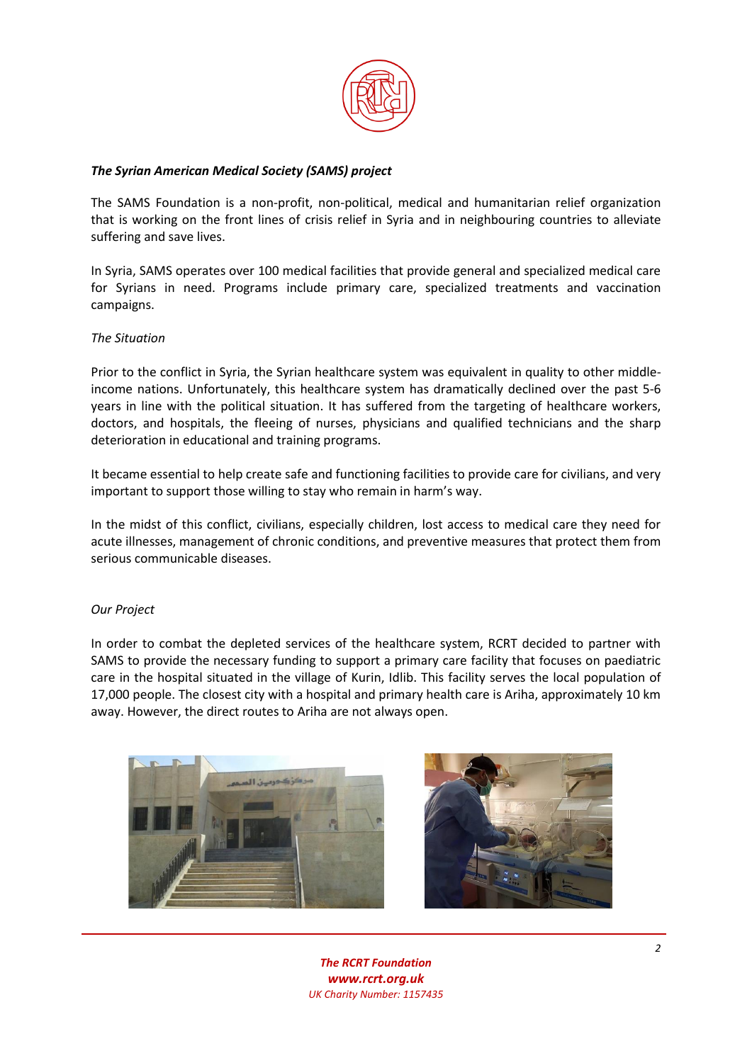***The Syrian American Medical Society (SAMS) project***

The SAMS Foundation is a non-profit, non-political, medical and humanitarian relief organization that is working on the front lines of crisis relief in Syria and in neighbouring countries to alleviate suffering and save lives.

In Syria, SAMS operates over 100 medical facilities that provide general and specialized medical care for Syrians in need. Programs include primary care, specialized treatments and vaccination campaigns.

*The Situation*

Prior to the conflict in Syria, the Syrian healthcare system was equivalent in quality to other middle-income nations. Unfortunately, this healthcare system has dramatically declined over the past 5-6 years in line with the political situation. It has suffered from the targeting of healthcare workers, doctors, and hospitals, the fleeing of nurses, physicians and qualified technicians and the sharp deterioration in educational and training programs.

It became essential to help create safe and functioning facilities to provide care for civilians, and very important to support those willing to stay who remain in harm's way.

In the midst of this conflict, civilians, especially children, lost access to medical care they need for acute illnesses, management of chronic conditions, and preventive measures that protect them from serious communicable diseases.

*Our Project*

In order to combat the depleted services of the healthcare system, RCRT decided to partner with SAMS to provide the necessary funding to support a primary care facility that focuses on paediatric care in the hospital situated in the village of Kurin, Idlib. This facility serves the local population of 17,000 people. The closest city with a hospital and primary health care is Ariha, approximately 10 km away. However, the direct routes to Ariha are not always open.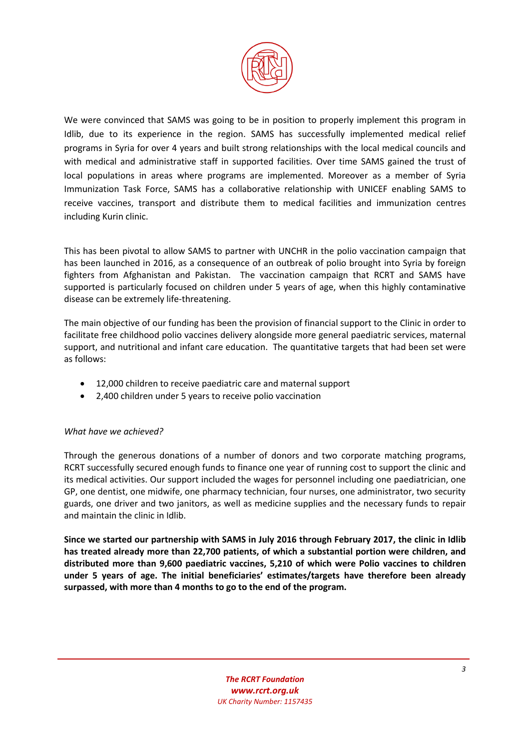We were convinced that SAMS was going to be in position to properly implement this program in Idlib, due to its experience in the region. SAMS has successfully implemented medical relief programs in Syria for over 4 years and built strong relationships with the local medical councils and with medical and administrative staff in supported facilities. Over time SAMS gained the trust of local populations in areas where programs are implemented. Moreover as a member of Syria Immunization Task Force, SAMS has a collaborative relationship with UNICEF enabling SAMS to receive vaccines, transport and distribute them to medical facilities and immunization centres including Kurin clinic.

This has been pivotal to allow SAMS to partner with UNCHR in the polio vaccination campaign that has been launched in 2016, as a consequence of an outbreak of polio brought into Syria by foreign fighters from Afghanistan and Pakistan. The vaccination campaign that RCRT and SAMS have supported is particularly focused on children under 5 years of age, when this highly contaminative disease can be extremely life-threatening.

The main objective of our funding has been the provision of financial support to the Clinic in order to facilitate free childhood polio vaccines delivery alongside more general paediatric services, maternal support, and nutritional and infant care education. The quantitative targets that had been set were as follows:

- 12,000 children to receive paediatric care and maternal support
- 2,400 children under 5 years to receive polio vaccination

*What have we achieved?*

Through the generous donations of a number of donors and two corporate matching programs, RCRT successfully secured enough funds to finance one year of running cost to support the clinic and its medical activities. Our support included the wages for personnel including one paediatrician, one GP, one dentist, one midwife, one pharmacy technician, four nurses, one administrator, two security guards, one driver and two janitors, as well as medicine supplies and the necessary funds to repair and maintain the clinic in Idlib.

**Since we started our partnership with SAMS in July 2016 through February 2017, the clinic in Idlib has treated already more than 22,700 patients, of which a substantial portion were children, and distributed more than 9,600 paediatric vaccines, 5,210 of which were Polio vaccines to children under 5 years of age. The initial beneficiaries' estimates/targets have therefore been already surpassed, with more than 4 months to go to the end of the program.**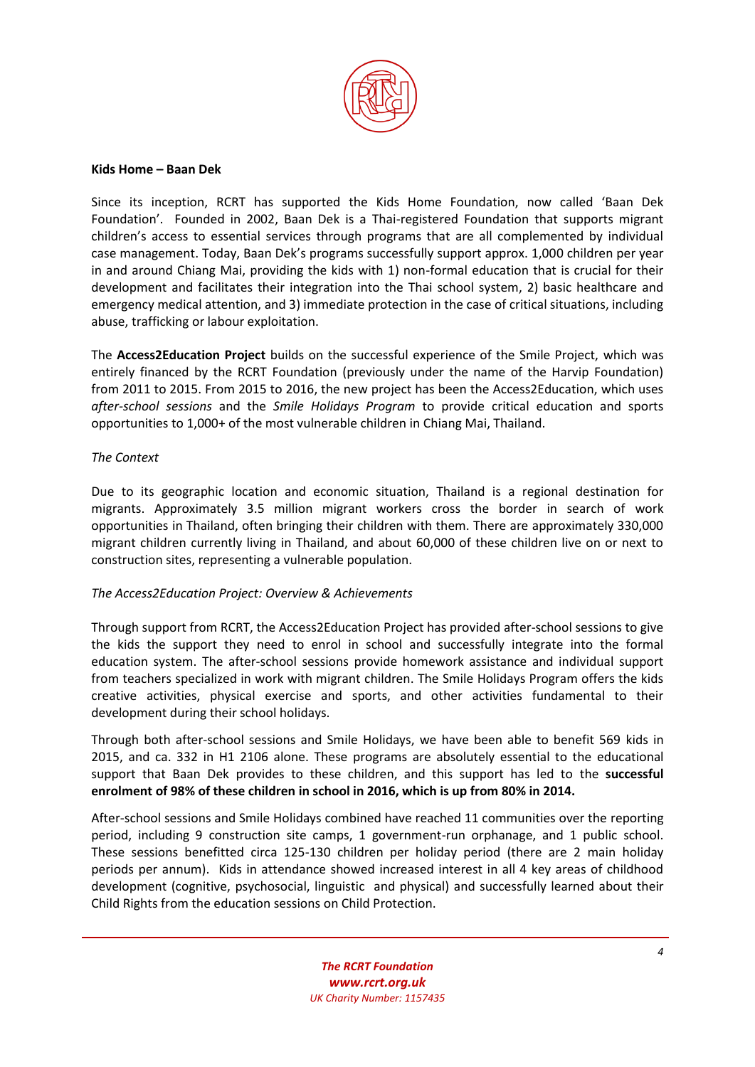**Kids Home – Baan Dek**

Since its inception, RCRT has supported the Kids Home Foundation, now called 'Baan Dek Foundation'. Founded in 2002, Baan Dek is a Thai-registered Foundation that supports migrant children's access to essential services through programs that are all complemented by individual case management. Today, Baan Dek's programs successfully support approx. 1,000 children per year in and around Chiang Mai, providing the kids with 1) non-formal education that is crucial for their development and facilitates their integration into the Thai school system, 2) basic healthcare and emergency medical attention, and 3) immediate protection in the case of critical situations, including abuse, trafficking or labour exploitation.

The **Access2Education Project** builds on the successful experience of the Smile Project, which was entirely financed by the RCRT Foundation (previously under the name of the Harvip Foundation) from 2011 to 2015. From 2015 to 2016, the new project has been the Access2Education, which uses *after-school sessions* and the *Smile Holidays Program* to provide critical education and sports opportunities to 1,000+ of the most vulnerable children in Chiang Mai, Thailand.

*The Context*

Due to its geographic location and economic situation, Thailand is a regional destination for migrants. Approximately 3.5 million migrant workers cross the border in search of work opportunities in Thailand, often bringing their children with them. There are approximately 330,000 migrant children currently living in Thailand, and about 60,000 of these children live on or next to construction sites, representing a vulnerable population.

*The Access2Education Project: Overview & Achievements*

Through support from RCRT, the Access2Education Project has provided after-school sessions to give the kids the support they need to enrol in school and successfully integrate into the formal education system. The after-school sessions provide homework assistance and individual support from teachers specialized in work with migrant children. The Smile Holidays Program offers the kids creative activities, physical exercise and sports, and other activities fundamental to their development during their school holidays.

Through both after-school sessions and Smile Holidays, we have been able to benefit 569 kids in 2015, and ca. 332 in H1 2106 alone. These programs are absolutely essential to the educational support that Baan Dek provides to these children, and this support has led to the **successful enrolment of 98% of these children in school in 2016, which is up from 80% in 2014.**

After-school sessions and Smile Holidays combined have reached 11 communities over the reporting period, including 9 construction site camps, 1 government-run orphanage, and 1 public school. These sessions benefitted circa 125-130 children per holiday period (there are 2 main holiday periods per annum). Kids in attendance showed increased interest in all 4 key areas of childhood development (cognitive, psychosocial, linguistic and physical) and successfully learned about their Child Rights from the education sessions on Child Protection.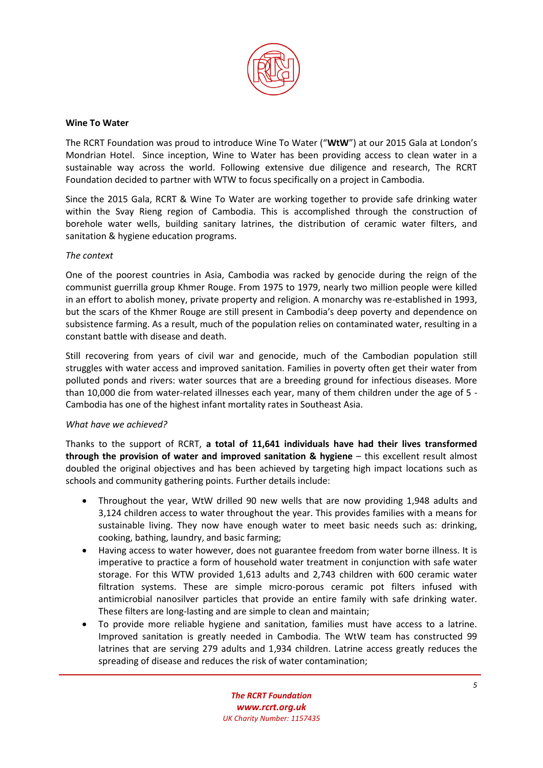**Wine To Water**

The RCRT Foundation was proud to introduce Wine To Water ("**WtW**") at our 2015 Gala at London's Mondrian Hotel. Since inception, Wine to Water has been providing access to clean water in a sustainable way across the world. Following extensive due diligence and research, The RCRT Foundation decided to partner with WTW to focus specifically on a project in Cambodia.

Since the 2015 Gala, RCRT & Wine To Water are working together to provide safe drinking water within the Svay Rieng region of Cambodia. This is accomplished through the construction of borehole water wells, building sanitary latrines, the distribution of ceramic water filters, and sanitation & hygiene education programs.

*The context*

One of the poorest countries in Asia, Cambodia was racked by genocide during the reign of the communist guerrilla group Khmer Rouge. From 1975 to 1979, nearly two million people were killed in an effort to abolish money, private property and religion. A monarchy was re-established in 1993, but the scars of the Khmer Rouge are still present in Cambodia's deep poverty and dependence on subsistence farming. As a result, much of the population relies on contaminated water, resulting in a constant battle with disease and death.

Still recovering from years of civil war and genocide, much of the Cambodian population still struggles with water access and improved sanitation. Families in poverty often get their water from polluted ponds and rivers: water sources that are a breeding ground for infectious diseases. More than 10,000 die from water-related illnesses each year, many of them children under the age of 5 - Cambodia has one of the highest infant mortality rates in Southeast Asia.

*What have we achieved?*

Thanks to the support of RCRT, **a total of 11,641 individuals have had their lives transformed through the provision of water and improved sanitation & hygiene** – this excellent result almost doubled the original objectives and has been achieved by targeting high impact locations such as schools and community gathering points. Further details include:

- Throughout the year, WtW drilled 90 new wells that are now providing 1,948 adults and 3,124 children access to water throughout the year. This provides families with a means for sustainable living. They now have enough water to meet basic needs such as: drinking, cooking, bathing, laundry, and basic farming;
- Having access to water however, does not guarantee freedom from water borne illness. It is imperative to practice a form of household water treatment in conjunction with safe water storage. For this WTW provided 1,613 adults and 2,743 children with 600 ceramic water filtration systems. These are simple micro-porous ceramic pot filters infused with antimicrobial nanosilver particles that provide an entire family with safe drinking water. These filters are long-lasting and are simple to clean and maintain;
- To provide more reliable hygiene and sanitation, families must have access to a latrine. Improved sanitation is greatly needed in Cambodia. The WtW team has constructed 99 latrines that are serving 279 adults and 1,934 children. Latrine access greatly reduces the spreading of disease and reduces the risk of water contamination;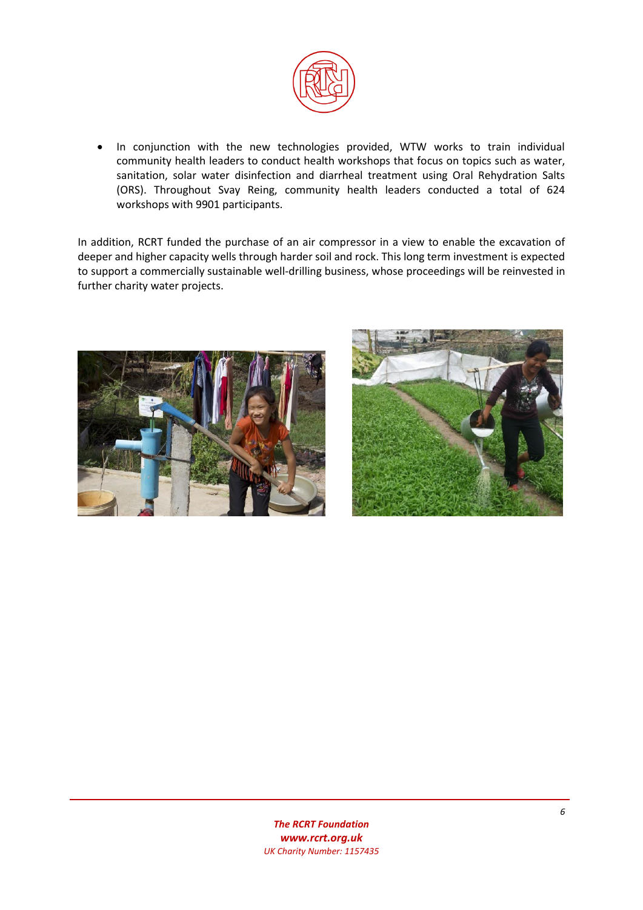- In conjunction with the new technologies provided, WTW works to train individual community health leaders to conduct health workshops that focus on topics such as water, sanitation, solar water disinfection and diarrheal treatment using Oral Rehydration Salts (ORS). Throughout Svay Reing, community health leaders conducted a total of 624 workshops with 9901 participants.

In addition, RCRT funded the purchase of an air compressor in a view to enable the excavation of deeper and higher capacity wells through harder soil and rock. This long term investment is expected to support a commercially sustainable well-drilling business, whose proceedings will be reinvested in further charity water projects.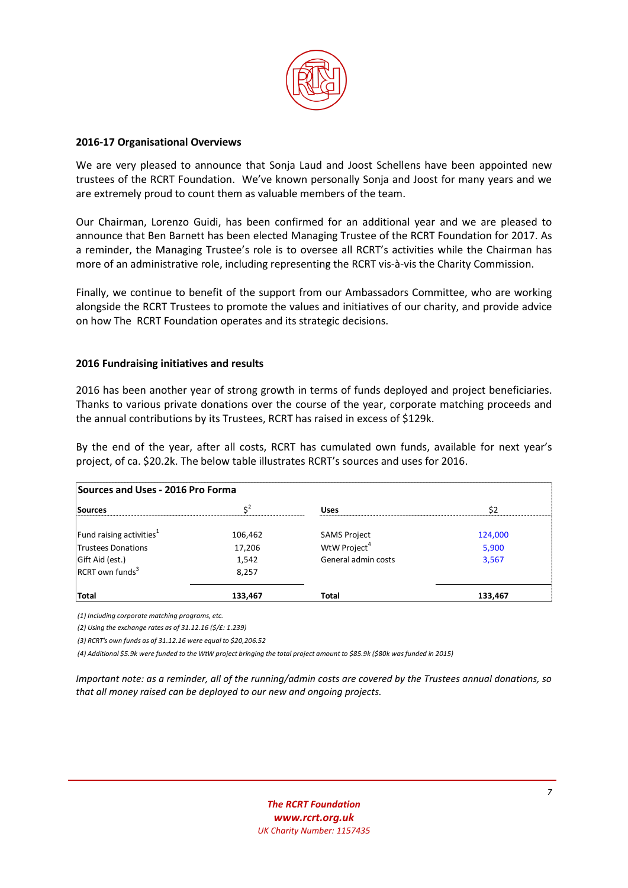## 2016-17 Organisational Overviews

We are very pleased to announce that Sonja Laud and Joost Schellens have been appointed new trustees of the RCRT Foundation. We've known personally Sonja and Joost for many years and we are extremely proud to count them as valuable members of the team.

Our Chairman, Lorenzo Guidi, has been confirmed for an additional year and we are pleased to announce that Ben Barnett has been elected Managing Trustee of the RCRT Foundation for 2017. As a reminder, the Managing Trustee's role is to oversee all RCRT's activities while the Chairman has more of an administrative role, including representing the RCRT vis-à-vis the Charity Commission.

Finally, we continue to benefit of the support from our Ambassadors Committee, who are working alongside the RCRT Trustees to promote the values and initiatives of our charity, and provide advice on how The RCRT Foundation operates and its strategic decisions.

## 2016 Fundraising initiatives and results

2016 has been another year of strong growth in terms of funds deployed and project beneficiaries. Thanks to various private donations over the course of the year, corporate matching proceeds and the annual contributions by its Trustees, RCRT has raised in excess of $129k.

By the end of the year, after all costs, RCRT has cumulated own funds, available for next year's project, of ca. $20.2k. The below table illustrates RCRT's sources and uses for 2016.

**Sources and Uses - 2016 Pro Forma**

| Sources | $[2] | Uses | $2 |
|---|---|---|---|
| Fund raising activities[1] | 106,462 | SAMS Project | 124,000 |
| Trustees Donations | 17,206 | WtW Project[4] | 5,900 |
| Gift Aid (est.) | 1,542 | General admin costs | 3,567 |
| RCRT own funds[3] | 8,257 | | |
| **Total** | **133,467** | **Total** | **133,467** |

*(1) Including corporate matching programs, etc.*

*(2) Using the exchange rates as of 31.12.16 ($/£: 1.239)*

*(3) RCRT's own funds as of 31.12.16 were equal to $20,206.52*

*(4) Additional $5.9k were funded to the WtW project bringing the total project amount to $85.9k ($80k was funded in 2015)*

*Important note: as a reminder, all of the running/admin costs are covered by the Trustees annual donations, so that all money raised can be deployed to our new and ongoing projects.*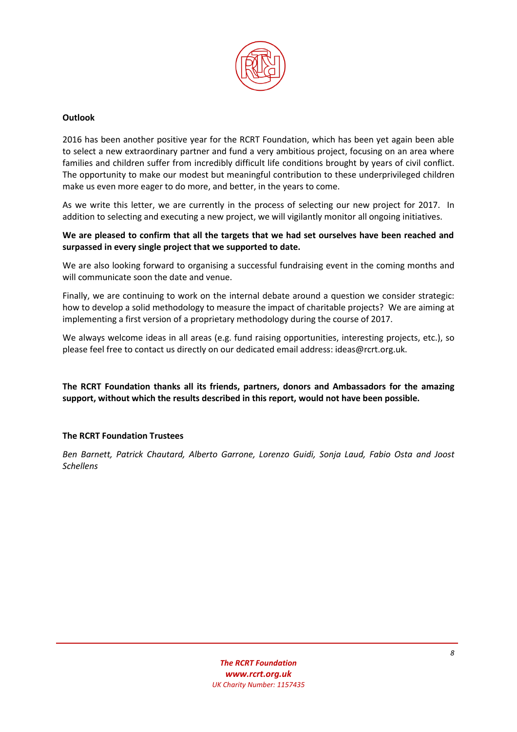**Outlook**

2016 has been another positive year for the RCRT Foundation, which has been yet again been able to select a new extraordinary partner and fund a very ambitious project, focusing on an area where families and children suffer from incredibly difficult life conditions brought by years of civil conflict. The opportunity to make our modest but meaningful contribution to these underprivileged children make us even more eager to do more, and better, in the years to come.

As we write this letter, we are currently in the process of selecting our new project for 2017. In addition to selecting and executing a new project, we will vigilantly monitor all ongoing initiatives.

**We are pleased to confirm that all the targets that we had set ourselves have been reached and surpassed in every single project that we supported to date.**

We are also looking forward to organising a successful fundraising event in the coming months and will communicate soon the date and venue.

Finally, we are continuing to work on the internal debate around a question we consider strategic: how to develop a solid methodology to measure the impact of charitable projects? We are aiming at implementing a first version of a proprietary methodology during the course of 2017.

We always welcome ideas in all areas (e.g. fund raising opportunities, interesting projects, etc.), so please feel free to contact us directly on our dedicated email address: ideas@rcrt.org.uk.

**The RCRT Foundation thanks all its friends, partners, donors and Ambassadors for the amazing support, without which the results described in this report, would not have been possible.**

**The RCRT Foundation Trustees**

*Ben Barnett, Patrick Chautard, Alberto Garrone, Lorenzo Guidi, Sonja Laud, Fabio Osta and Joost Schellens*